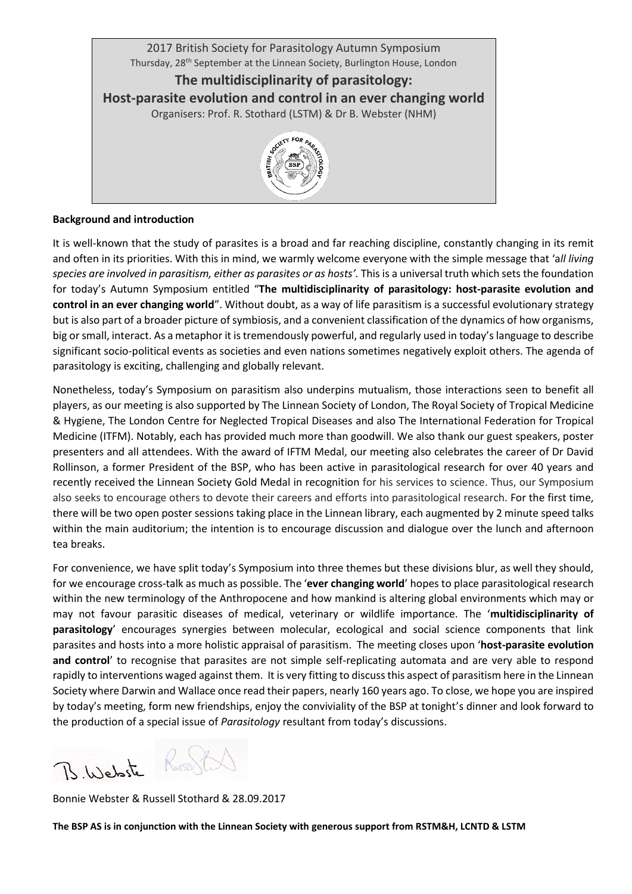2017 British Society for Parasitology Autumn Symposium

Thursday, 28th September at the Linnean Society, Burlington House, London

# The multidisciplinarity of parasitology: Host-parasite evolution and control in an ever changing world

Organisers: Prof. R. Stothard (LSTM) & Dr B. Webster (NHM)

**Background and introduction**

It is well-known that the study of parasites is a broad and far reaching discipline, constantly changing in its remit and often in its priorities. With this in mind, we warmly welcome everyone with the simple message that '*all living species are involved in parasitism, either as parasites or as hosts'.* This is a universal truth which sets the foundation for today's Autumn Symposium entitled "**The multidisciplinarity of parasitology: host-parasite evolution and control in an ever changing world**". Without doubt, as a way of life parasitism is a successful evolutionary strategy but is also part of a broader picture of symbiosis, and a convenient classification of the dynamics of how organisms, big or small, interact. As a metaphor it is tremendously powerful, and regularly used in today's language to describe significant socio-political events as societies and even nations sometimes negatively exploit others. The agenda of parasitology is exciting, challenging and globally relevant.

Nonetheless, today's Symposium on parasitism also underpins mutualism, those interactions seen to benefit all players, as our meeting is also supported by The Linnean Society of London, The Royal Society of Tropical Medicine & Hygiene, The London Centre for Neglected Tropical Diseases and also The International Federation for Tropical Medicine (ITFM). Notably, each has provided much more than goodwill. We also thank our guest speakers, poster presenters and all attendees. With the award of IFTM Medal, our meeting also celebrates the career of Dr David Rollinson, a former President of the BSP, who has been active in parasitological research for over 40 years and recently received the Linnean Society Gold Medal in recognition for his services to science. Thus, our Symposium also seeks to encourage others to devote their careers and efforts into parasitological research. For the first time, there will be two open poster sessions taking place in the Linnean library, each augmented by 2 minute speed talks within the main auditorium; the intention is to encourage discussion and dialogue over the lunch and afternoon tea breaks.

For convenience, we have split today's Symposium into three themes but these divisions blur, as well they should, for we encourage cross-talk as much as possible. The '**ever changing world**' hopes to place parasitological research within the new terminology of the Anthropocene and how mankind is altering global environments which may or may not favour parasitic diseases of medical, veterinary or wildlife importance. The '**multidisciplinarity of parasitology**' encourages synergies between molecular, ecological and social science components that link parasites and hosts into a more holistic appraisal of parasitism. The meeting closes upon '**host-parasite evolution and control**' to recognise that parasites are not simple self-replicating automata and are very able to respond rapidly to interventions waged against them. It is very fitting to discuss this aspect of parasitism here in the Linnean Society where Darwin and Wallace once read their papers, nearly 160 years ago. To close, we hope you are inspired by today's meeting, form new friendships, enjoy the conviviality of the BSP at tonight's dinner and look forward to the production of a special issue of *Parasitology* resultant from today's discussions.

Bonnie Webster & Russell Stothard & 28.09.2017

**The BSP AS is in conjunction with the Linnean Society with generous support from RSTM&H, LCNTD & LSTM**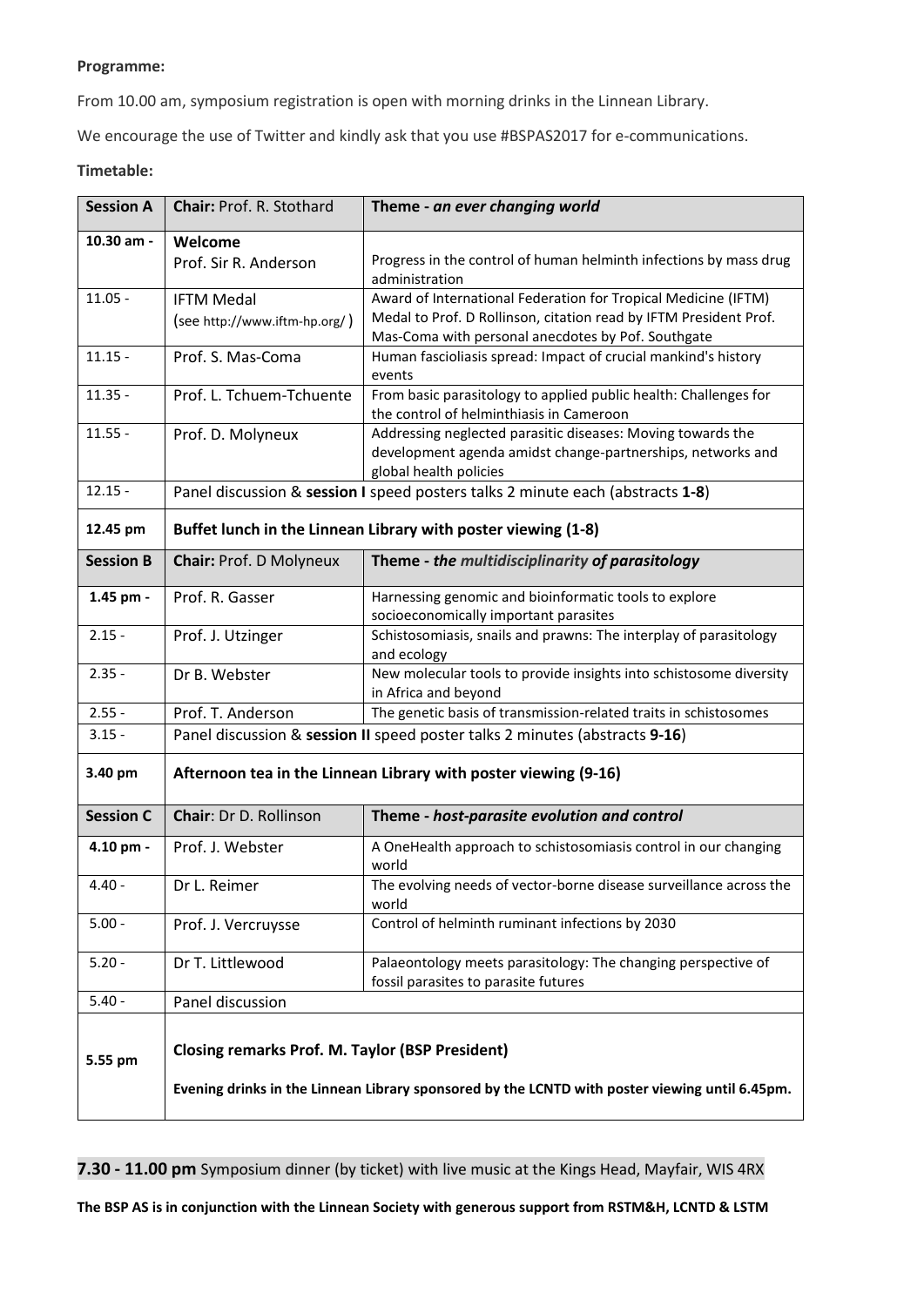**Programme:**

From 10.00 am, symposium registration is open with morning drinks in the Linnean Library.

We encourage the use of Twitter and kindly ask that you use #BSPAS2017 for e-communications.

**Timetable:**

| **Session A** | **Chair:** Prof. R. Stothard | **Theme -** ***an ever changing world*** |
|---|---|---|
| **10.30 am -** | **Welcome** Prof. Sir R. Anderson | Progress in the control of human helminth infections by mass drug administration |
| 11.05 - | IFTM Medal (see http://www.iftm-hp.org/ ) | Award of International Federation for Tropical Medicine (IFTM) Medal to Prof. D Rollinson, citation read by IFTM President Prof. Mas-Coma with personal anecdotes by Pof. Southgate |
| 11.15 - | Prof. S. Mas-Coma | Human fascioliasis spread: Impact of crucial mankind's history events |
| 11.35 - | Prof. L. Tchuem-Tchuente | From basic parasitology to applied public health: Challenges for the control of helminthiasis in Cameroon |
| 11.55 - | Prof. D. Molyneux | Addressing neglected parasitic diseases: Moving towards the development agenda amidst change-partnerships, networks and global health policies |
| 12.15 - | Panel discussion & **session I** speed posters talks 2 minute each (abstracts **1-8**) | |
| **12.45 pm** | **Buffet lunch in the Linnean Library with poster viewing (1-8)** | |
| **Session B** | **Chair:** Prof. D Molyneux | **Theme -** ***the multidisciplinarity of parasitology*** |
| **1.45 pm -** | Prof. R. Gasser | Harnessing genomic and bioinformatic tools to explore socioeconomically important parasites |
| 2.15 - | Prof. J. Utzinger | Schistosomiasis, snails and prawns: The interplay of parasitology and ecology |
| 2.35 - | Dr B. Webster | New molecular tools to provide insights into schistosome diversity in Africa and beyond |
| 2.55 - | Prof. T. Anderson | The genetic basis of transmission-related traits in schistosomes |
| 3.15 - | Panel discussion & **session II** speed poster talks 2 minutes (abstracts **9-16**) | |
| **3.40 pm** | **Afternoon tea in the Linnean Library with poster viewing (9-16)** | |
| **Session C** | **Chair**: Dr D. Rollinson | **Theme -** ***host-parasite evolution and control*** |
| **4.10 pm -** | Prof. J. Webster | A OneHealth approach to schistosomiasis control in our changing world |
| 4.40 - | Dr L. Reimer | The evolving needs of vector-borne disease surveillance across the world |
| 5.00 - | Prof. J. Vercruysse | Control of helminth ruminant infections by 2030 |
| 5.20 - | Dr T. Littlewood | Palaeontology meets parasitology: The changing perspective of fossil parasites to parasite futures |
| 5.40 - | Panel discussion | |
| **5.55 pm** | **Closing remarks Prof. M. Taylor (BSP President)** **Evening drinks in the Linnean Library sponsored by the LCNTD with poster viewing until 6.45pm.** | |

**7.30 - 11.00 pm** Symposium dinner (by ticket) with live music at the Kings Head, Mayfair, WIS 4RX

**The BSP AS is in conjunction with the Linnean Society with generous support from RSTM&H, LCNTD & LSTM**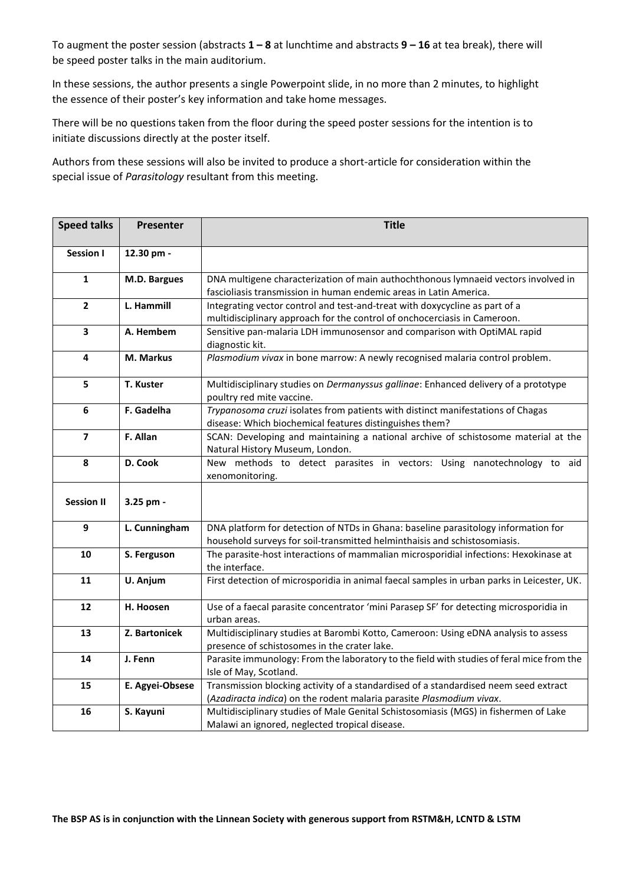To augment the poster session (abstracts **1 – 8** at lunchtime and abstracts **9 – 16** at tea break), there will be speed poster talks in the main auditorium.

In these sessions, the author presents a single Powerpoint slide, in no more than 2 minutes, to highlight the essence of their poster's key information and take home messages.

There will be no questions taken from the floor during the speed poster sessions for the intention is to initiate discussions directly at the poster itself.

Authors from these sessions will also be invited to produce a short-article for consideration within the special issue of *Parasitology* resultant from this meeting.

| Speed talks | Presenter | Title |
|---|---|---|
| **Session I** | 12.30 pm - | |
| **1** | **M.D. Bargues** | DNA multigene characterization of main authochthonous lymnaeid vectors involved in fascioliasis transmission in human endemic areas in Latin America. |
| **2** | **L. Hammill** | Integrating vector control and test-and-treat with doxycycline as part of a multidisciplinary approach for the control of onchocerciasis in Cameroon. |
| **3** | **A. Hembem** | Sensitive pan-malaria LDH immunosensor and comparison with OptiMAL rapid diagnostic kit. |
| **4** | **M. Markus** | *Plasmodium vivax* in bone marrow: A newly recognised malaria control problem. |
| **5** | **T. Kuster** | Multidisciplinary studies on *Dermanyssus gallinae*: Enhanced delivery of a prototype poultry red mite vaccine. |
| **6** | **F. Gadelha** | *Trypanosoma cruzi* isolates from patients with distinct manifestations of Chagas disease: Which biochemical features distinguishes them? |
| **7** | **F. Allan** | SCAN: Developing and maintaining a national archive of schistosome material at the Natural History Museum, London. |
| **8** | **D. Cook** | New methods to detect parasites in vectors: Using nanotechnology to aid xenomonitoring. |
| **Session II** | 3.25 pm - | |
| **9** | **L. Cunningham** | DNA platform for detection of NTDs in Ghana: baseline parasitology information for household surveys for soil-transmitted helminthaisis and schistosomiasis. |
| **10** | **S. Ferguson** | The parasite-host interactions of mammalian microsporidial infections: Hexokinase at the interface. |
| **11** | **U. Anjum** | First detection of microsporidia in animal faecal samples in urban parks in Leicester, UK. |
| **12** | **H. Hoosen** | Use of a faecal parasite concentrator 'mini Parasep SF' for detecting microsporidia in urban areas. |
| **13** | **Z. Bartonicek** | Multidisciplinary studies at Barombi Kotto, Cameroon: Using eDNA analysis to assess presence of schistosomes in the crater lake. |
| **14** | **J. Fenn** | Parasite immunology: From the laboratory to the field with studies of feral mice from the Isle of May, Scotland. |
| **15** | **E. Agyei-Obsese** | Transmission blocking activity of a standardised of a standardised neem seed extract (*Azadiracta indica*) on the rodent malaria parasite *Plasmodium vivax*. |
| **16** | **S. Kayuni** | Multidisciplinary studies of Male Genital Schistosomiasis (MGS) in fishermen of Lake Malawi an ignored, neglected tropical disease. |

**The BSP AS is in conjunction with the Linnean Society with generous support from RSTM&H, LCNTD & LSTM**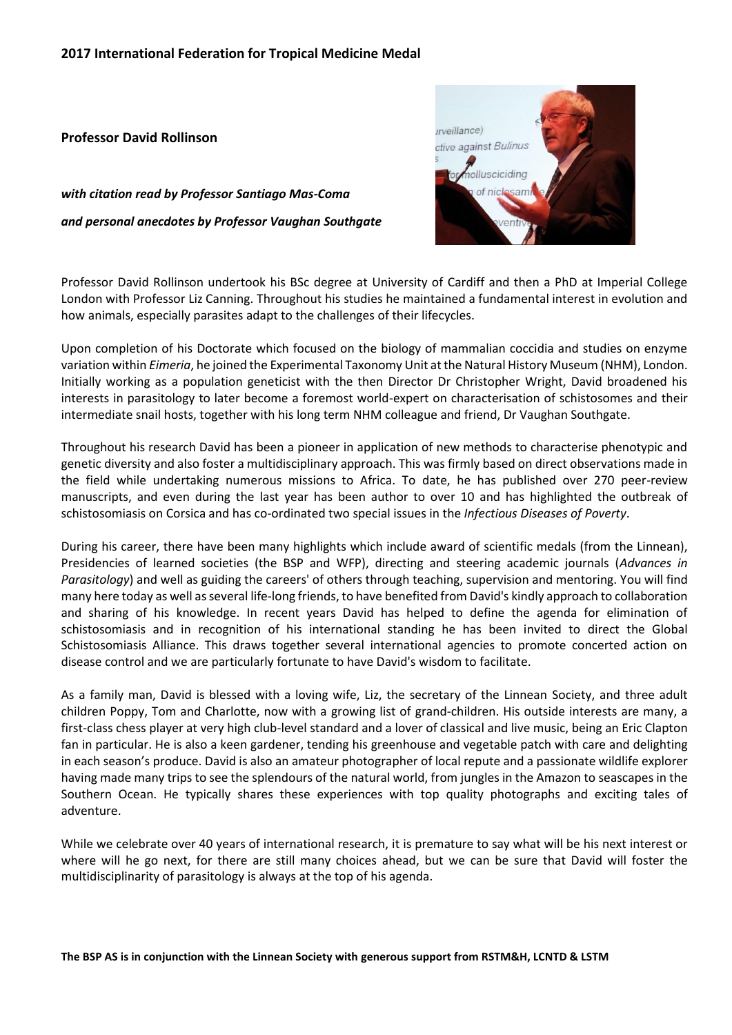**2017 International Federation for Tropical Medicine Medal**

**Professor David Rollinson**

***with citation read by Professor Santiago Mas-Coma***

***and personal anecdotes by Professor Vaughan Southgate***

Professor David Rollinson undertook his BSc degree at University of Cardiff and then a PhD at Imperial College London with Professor Liz Canning. Throughout his studies he maintained a fundamental interest in evolution and how animals, especially parasites adapt to the challenges of their lifecycles.

Upon completion of his Doctorate which focused on the biology of mammalian coccidia and studies on enzyme variation within *Eimeria*, he joined the Experimental Taxonomy Unit at the Natural History Museum (NHM), London. Initially working as a population geneticist with the then Director Dr Christopher Wright, David broadened his interests in parasitology to later become a foremost world-expert on characterisation of schistosomes and their intermediate snail hosts, together with his long term NHM colleague and friend, Dr Vaughan Southgate.

Throughout his research David has been a pioneer in application of new methods to characterise phenotypic and genetic diversity and also foster a multidisciplinary approach. This was firmly based on direct observations made in the field while undertaking numerous missions to Africa. To date, he has published over 270 peer-review manuscripts, and even during the last year has been author to over 10 and has highlighted the outbreak of schistosomiasis on Corsica and has co-ordinated two special issues in the *Infectious Diseases of Poverty*.

During his career, there have been many highlights which include award of scientific medals (from the Linnean), Presidencies of learned societies (the BSP and WFP), directing and steering academic journals (*Advances in Parasitology*) and well as guiding the careers' of others through teaching, supervision and mentoring. You will find many here today as well as several life-long friends, to have benefited from David's kindly approach to collaboration and sharing of his knowledge. In recent years David has helped to define the agenda for elimination of schistosomiasis and in recognition of his international standing he has been invited to direct the Global Schistosomiasis Alliance. This draws together several international agencies to promote concerted action on disease control and we are particularly fortunate to have David's wisdom to facilitate.

As a family man, David is blessed with a loving wife, Liz, the secretary of the Linnean Society, and three adult children Poppy, Tom and Charlotte, now with a growing list of grand-children. His outside interests are many, a first-class chess player at very high club-level standard and a lover of classical and live music, being an Eric Clapton fan in particular. He is also a keen gardener, tending his greenhouse and vegetable patch with care and delighting in each season's produce. David is also an amateur photographer of local repute and a passionate wildlife explorer having made many trips to see the splendours of the natural world, from jungles in the Amazon to seascapes in the Southern Ocean. He typically shares these experiences with top quality photographs and exciting tales of adventure.

While we celebrate over 40 years of international research, it is premature to say what will be his next interest or where will he go next, for there are still many choices ahead, but we can be sure that David will foster the multidisciplinarity of parasitology is always at the top of his agenda.

**The BSP AS is in conjunction with the Linnean Society with generous support from RSTM&H, LCNTD & LSTM**